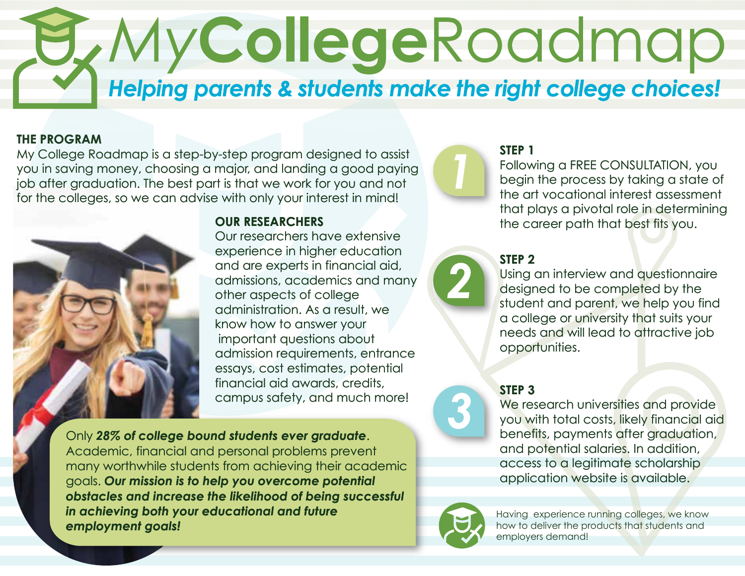# MyCollegeRoadmap

***Helping parents & students make the right college choices!***

## THE PROGRAM

My College Roadmap is a step-by-step program designed to assist you in saving money, choosing a major, and landing a good paying job after graduation. The best part is that we work for you and not for the colleges, so we can advise with only your interest in mind!

## OUR RESEARCHERS

Our researchers have extensive experience in higher education and are experts in financial aid, admissions, academics and many other aspects of college administration. As a result, we know how to answer your important questions about admission requirements, entrance essays, cost estimates, potential financial aid awards, credits, campus safety, and much more!

Only ***28% of college bound students ever graduate***. Academic, financial and personal problems prevent many worthwhile students from achieving their academic goals. ***Our mission is to help you overcome potential obstacles and increase the likelihood of being successful in achieving both your educational and future employment goals!***

## STEP 1

Following a FREE CONSULTATION, you begin the process by taking a state of the art vocational interest assessment that plays a pivotal role in determining the career path that best fits you.

## STEP 2

Using an interview and questionnaire designed to be completed by the student and parent, we help you find a college or university that suits your needs and will lead to attractive job opportunities.

## STEP 3

We research universities and provide you with total costs, likely financial aid benefits, payments after graduation, and potential salaries. In addition, access to a legitimate scholarship application website is available.

Having experience running colleges, we know how to deliver the products that students and employers demand!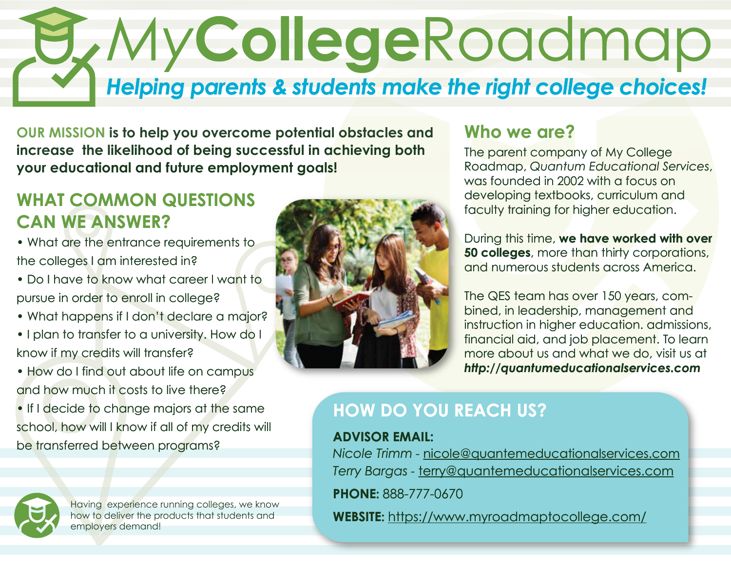# MyCollegeRoadmap

***Helping parents & students make the right college choices!***

**OUR MISSION is to help you overcome potential obstacles and increase the likelihood of being successful in achieving both your educational and future employment goals!**

## WHAT COMMON QUESTIONS CAN WE ANSWER?

- What are the entrance requirements to the colleges I am interested in?
- Do I have to know what career I want to pursue in order to enroll in college?
- What happens if I don't declare a major?
- I plan to transfer to a university. How do I know if my credits will transfer?
- How do I find out about life on campus and how much it costs to live there?
- If I decide to change majors at the same school, how will I know if all of my credits will be transferred between programs?

Having experience running colleges, we know how to deliver the products that students and employers demand!

## Who we are?

The parent company of My College Roadmap, *Quantum Educational Services*, was founded in 2002 with a focus on developing textbooks, curriculum and faculty training for higher education.

During this time, **we have worked with over 50 colleges**, more than thirty corporations, and numerous students across America.

The QES team has over 150 years, combined, in leadership, management and instruction in higher education. admissions, financial aid, and job placement. To learn more about us and what we do, visit us at ***http://quantumeducationalservices.com***

## HOW DO YOU REACH US?

**ADVISOR EMAIL:**

*Nicole Trimm* - nicole@quantemeducationalservices.com

*Terry Bargas* - terry@quantemeducationalservices.com

**PHONE:** 888-777-0670

**WEBSITE:** https://www.myroadmaptocollege.com/